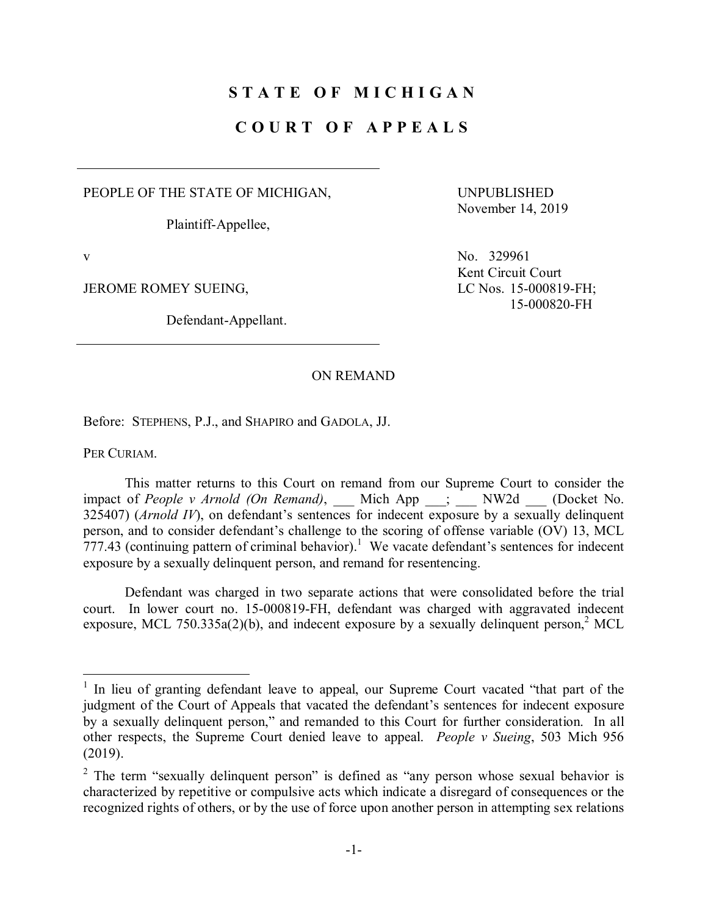# STATE OF MICHIGAN

# COURT OF APPEALS

PEOPLE OF THE STATE OF MICHIGAN,

Plaintiff-Appellee,

v

JEROME ROMEY SUEING,

Defendant-Appellant.

UNPUBLISHED
November 14, 2019

No. 329961
Kent Circuit Court
LC Nos. 15-000819-FH;
15-000820-FH

ON REMAND

Before: STEPHENS, P.J., and SHAPIRO and GADOLA, JJ.

PER CURIAM.

This matter returns to this Court on remand from our Supreme Court to consider the impact of *People v Arnold (On Remand)*, ___ Mich App ___; ___ NW2d ___ (Docket No. 325407) (*Arnold IV*), on defendant's sentences for indecent exposure by a sexually delinquent person, and to consider defendant's challenge to the scoring of offense variable (OV) 13, MCL 777.43 (continuing pattern of criminal behavior).[1] We vacate defendant's sentences for indecent exposure by a sexually delinquent person, and remand for resentencing.

Defendant was charged in two separate actions that were consolidated before the trial court. In lower court no. 15-000819-FH, defendant was charged with aggravated indecent exposure, MCL 750.335a(2)(b), and indecent exposure by a sexually delinquent person,[2] MCL

---

[1] In lieu of granting defendant leave to appeal, our Supreme Court vacated "that part of the judgment of the Court of Appeals that vacated the defendant's sentences for indecent exposure by a sexually delinquent person," and remanded to this Court for further consideration. In all other respects, the Supreme Court denied leave to appeal. *People v Sueing*, 503 Mich 956 (2019).

[2] The term "sexually delinquent person" is defined as "any person whose sexual behavior is characterized by repetitive or compulsive acts which indicate a disregard of consequences or the recognized rights of others, or by the use of force upon another person in attempting sex relations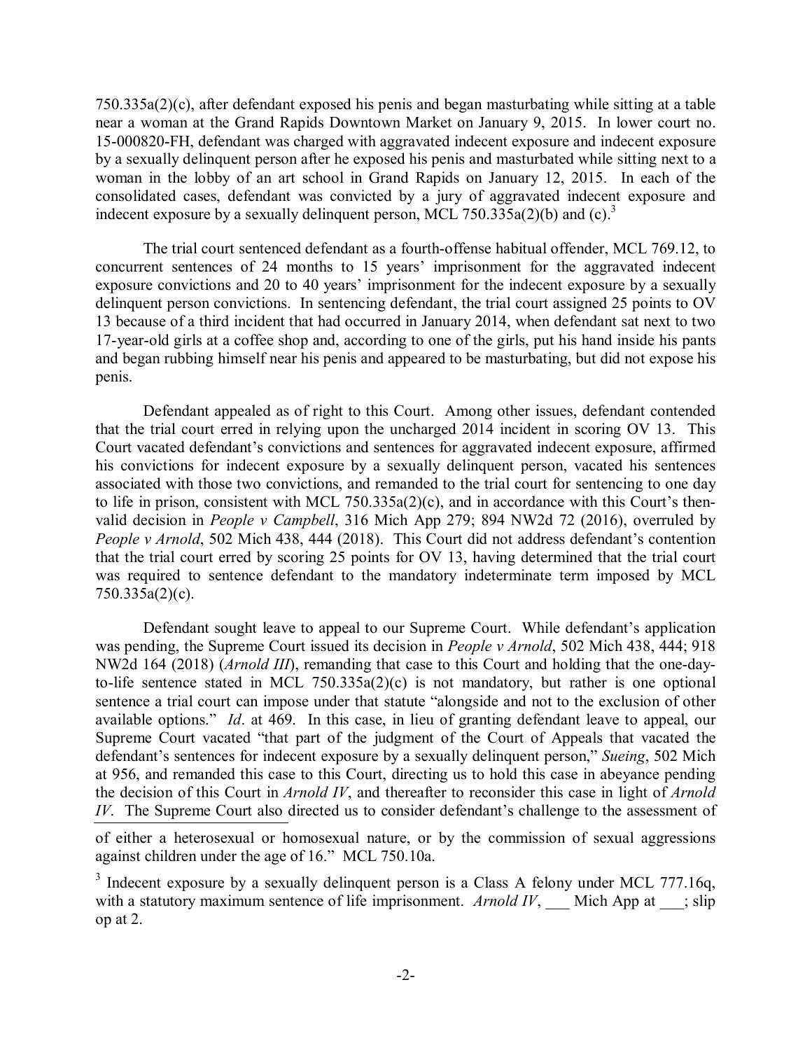750.335a(2)(c), after defendant exposed his penis and began masturbating while sitting at a table near a woman at the Grand Rapids Downtown Market on January 9, 2015. In lower court no. 15-000820-FH, defendant was charged with aggravated indecent exposure and indecent exposure by a sexually delinquent person after he exposed his penis and masturbated while sitting next to a woman in the lobby of an art school in Grand Rapids on January 12, 2015. In each of the consolidated cases, defendant was convicted by a jury of aggravated indecent exposure and indecent exposure by a sexually delinquent person, MCL 750.335a(2)(b) and (c).[3]

The trial court sentenced defendant as a fourth-offense habitual offender, MCL 769.12, to concurrent sentences of 24 months to 15 years' imprisonment for the aggravated indecent exposure convictions and 20 to 40 years' imprisonment for the indecent exposure by a sexually delinquent person convictions. In sentencing defendant, the trial court assigned 25 points to OV 13 because of a third incident that had occurred in January 2014, when defendant sat next to two 17-year-old girls at a coffee shop and, according to one of the girls, put his hand inside his pants and began rubbing himself near his penis and appeared to be masturbating, but did not expose his penis.

Defendant appealed as of right to this Court. Among other issues, defendant contended that the trial court erred in relying upon the uncharged 2014 incident in scoring OV 13. This Court vacated defendant's convictions and sentences for aggravated indecent exposure, affirmed his convictions for indecent exposure by a sexually delinquent person, vacated his sentences associated with those two convictions, and remanded to the trial court for sentencing to one day to life in prison, consistent with MCL 750.335a(2)(c), and in accordance with this Court's then-valid decision in *People v Campbell*, 316 Mich App 279; 894 NW2d 72 (2016), overruled by *People v Arnold*, 502 Mich 438, 444 (2018). This Court did not address defendant's contention that the trial court erred by scoring 25 points for OV 13, having determined that the trial court was required to sentence defendant to the mandatory indeterminate term imposed by MCL 750.335a(2)(c).

Defendant sought leave to appeal to our Supreme Court. While defendant's application was pending, the Supreme Court issued its decision in *People v Arnold*, 502 Mich 438, 444; 918 NW2d 164 (2018) (*Arnold III*), remanding that case to this Court and holding that the one-day-to-life sentence stated in MCL 750.335a(2)(c) is not mandatory, but rather is one optional sentence a trial court can impose under that statute "alongside and not to the exclusion of other available options." *Id*. at 469. In this case, in lieu of granting defendant leave to appeal, our Supreme Court vacated "that part of the judgment of the Court of Appeals that vacated the defendant's sentences for indecent exposure by a sexually delinquent person," *Sueing*, 502 Mich at 956, and remanded this case to this Court, directing us to hold this case in abeyance pending the decision of this Court in *Arnold IV*, and thereafter to reconsider this case in light of *Arnold IV*. The Supreme Court also directed us to consider defendant's challenge to the assessment of

---

of either a heterosexual or homosexual nature, or by the commission of sexual aggressions against children under the age of 16." MCL 750.10a.

[3] Indecent exposure by a sexually delinquent person is a Class A felony under MCL 777.16q, with a statutory maximum sentence of life imprisonment. *Arnold IV*, ___ Mich App at ___; slip op at 2.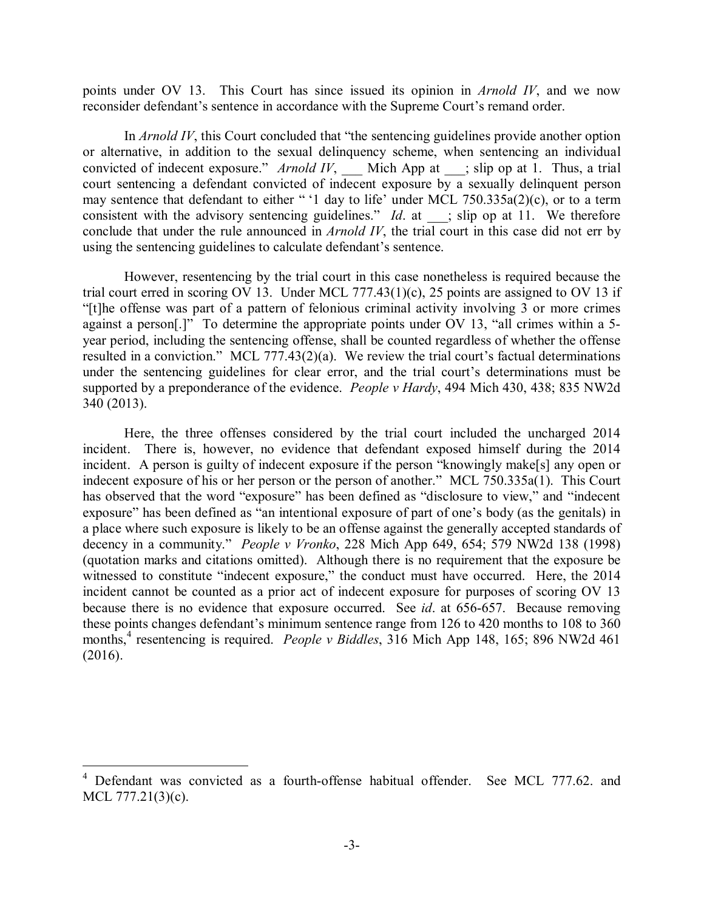points under OV 13. This Court has since issued its opinion in *Arnold IV*, and we now reconsider defendant's sentence in accordance with the Supreme Court's remand order.

In *Arnold IV*, this Court concluded that "the sentencing guidelines provide another option or alternative, in addition to the sexual delinquency scheme, when sentencing an individual convicted of indecent exposure." *Arnold IV*, ___ Mich App at ___; slip op at 1. Thus, a trial court sentencing a defendant convicted of indecent exposure by a sexually delinquent person may sentence that defendant to either " '1 day to life' under MCL 750.335a(2)(c), or to a term consistent with the advisory sentencing guidelines." *Id*. at ___; slip op at 11. We therefore conclude that under the rule announced in *Arnold IV*, the trial court in this case did not err by using the sentencing guidelines to calculate defendant's sentence.

However, resentencing by the trial court in this case nonetheless is required because the trial court erred in scoring OV 13. Under MCL 777.43(1)(c), 25 points are assigned to OV 13 if "[t]he offense was part of a pattern of felonious criminal activity involving 3 or more crimes against a person[.]" To determine the appropriate points under OV 13, "all crimes within a 5-year period, including the sentencing offense, shall be counted regardless of whether the offense resulted in a conviction." MCL 777.43(2)(a). We review the trial court's factual determinations under the sentencing guidelines for clear error, and the trial court's determinations must be supported by a preponderance of the evidence. *People v Hardy*, 494 Mich 430, 438; 835 NW2d 340 (2013).

Here, the three offenses considered by the trial court included the uncharged 2014 incident. There is, however, no evidence that defendant exposed himself during the 2014 incident. A person is guilty of indecent exposure if the person "knowingly make[s] any open or indecent exposure of his or her person or the person of another." MCL 750.335a(1). This Court has observed that the word "exposure" has been defined as "disclosure to view," and "indecent exposure" has been defined as "an intentional exposure of part of one's body (as the genitals) in a place where such exposure is likely to be an offense against the generally accepted standards of decency in a community." *People v Vronko*, 228 Mich App 649, 654; 579 NW2d 138 (1998) (quotation marks and citations omitted). Although there is no requirement that the exposure be witnessed to constitute "indecent exposure," the conduct must have occurred. Here, the 2014 incident cannot be counted as a prior act of indecent exposure for purposes of scoring OV 13 because there is no evidence that exposure occurred. See *id*. at 656-657. Because removing these points changes defendant's minimum sentence range from 126 to 420 months to 108 to 360 months,[4] resentencing is required. *People v Biddles*, 316 Mich App 148, 165; 896 NW2d 461 (2016).

---

[4] Defendant was convicted as a fourth-offense habitual offender. See MCL 777.62. and MCL 777.21(3)(c).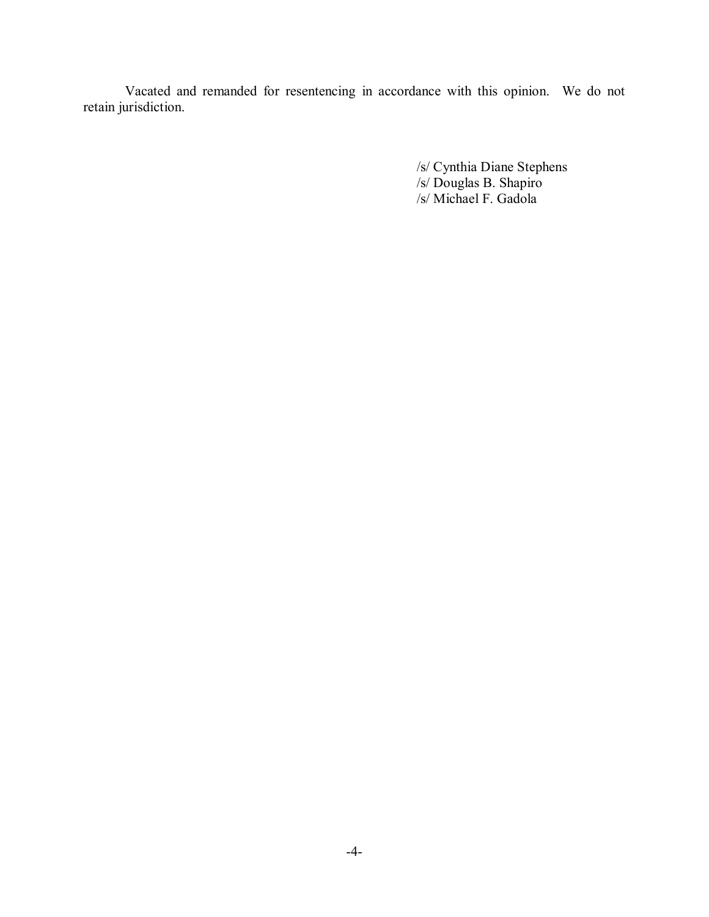Vacated and remanded for resentencing in accordance with this opinion. We do not retain jurisdiction.

/s/ Cynthia Diane Stephens
/s/ Douglas B. Shapiro
/s/ Michael F. Gadola